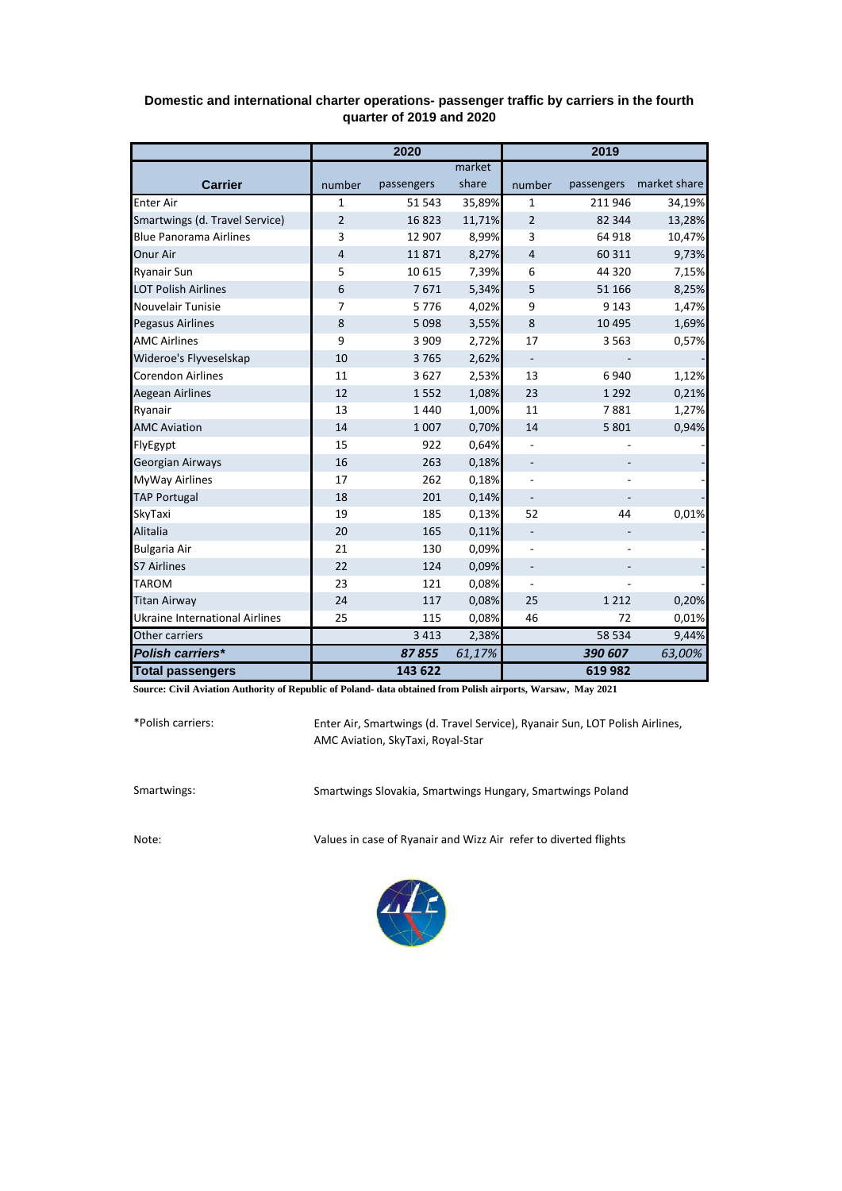**Domestic and international charter operations- passenger traffic by carriers in the fourth quarter of 2019 and 2020**

| | 2020 | | | 2019 | | |
|---|---|---|---|---|---|---|
| **Carrier** | number | passengers | market share | number | passengers | market share |
| Enter Air | 1 | 51 543 | 35,89% | 1 | 211 946 | 34,19% |
| Smartwings (d. Travel Service) | 2 | 16 823 | 11,71% | 2 | 82 344 | 13,28% |
| Blue Panorama Airlines | 3 | 12 907 | 8,99% | 3 | 64 918 | 10,47% |
| Onur Air | 4 | 11 871 | 8,27% | 4 | 60 311 | 9,73% |
| Ryanair Sun | 5 | 10 615 | 7,39% | 6 | 44 320 | 7,15% |
| LOT Polish Airlines | 6 | 7 671 | 5,34% | 5 | 51 166 | 8,25% |
| Nouvelair Tunisie | 7 | 5 776 | 4,02% | 9 | 9 143 | 1,47% |
| Pegasus Airlines | 8 | 5 098 | 3,55% | 8 | 10 495 | 1,69% |
| AMC Airlines | 9 | 3 909 | 2,72% | 17 | 3 563 | 0,57% |
| Wideroe's Flyveselskap | 10 | 3 765 | 2,62% | - | - | - |
| Corendon Airlines | 11 | 3 627 | 2,53% | 13 | 6 940 | 1,12% |
| Aegean Airlines | 12 | 1 552 | 1,08% | 23 | 1 292 | 0,21% |
| Ryanair | 13 | 1 440 | 1,00% | 11 | 7 881 | 1,27% |
| AMC Aviation | 14 | 1 007 | 0,70% | 14 | 5 801 | 0,94% |
| FlyEgypt | 15 | 922 | 0,64% | - | - | - |
| Georgian Airways | 16 | 263 | 0,18% | - | - | - |
| MyWay Airlines | 17 | 262 | 0,18% | - | - | - |
| TAP Portugal | 18 | 201 | 0,14% | - | - | - |
| SkyTaxi | 19 | 185 | 0,13% | 52 | 44 | 0,01% |
| Alitalia | 20 | 165 | 0,11% | - | - | - |
| Bulgaria Air | 21 | 130 | 0,09% | - | - | - |
| S7 Airlines | 22 | 124 | 0,09% | - | - | - |
| TAROM | 23 | 121 | 0,08% | - | - | - |
| Titan Airway | 24 | 117 | 0,08% | 25 | 1 212 | 0,20% |
| Ukraine International Airlines | 25 | 115 | 0,08% | 46 | 72 | 0,01% |
| Other carriers | | 3 413 | 2,38% | | 58 534 | 9,44% |
| ***Polish carriers**** | | ***87 855*** | *61,17%* | | ***390 607*** | *63,00%* |
| **Total passengers** | | **143 622** | | | **619 982** | |

**Source: Civil Aviation Authority of Republic of Poland- data obtained from Polish airports, Warsaw, May 2021**

*Polish carriers: Enter Air, Smartwings (d. Travel Service), Ryanair Sun, LOT Polish Airlines, AMC Aviation, SkyTaxi, Royal-Star

Smartwings: Smartwings Slovakia, Smartwings Hungary, Smartwings Poland

Note: Values in case of Ryanair and Wizz Air refer to diverted flights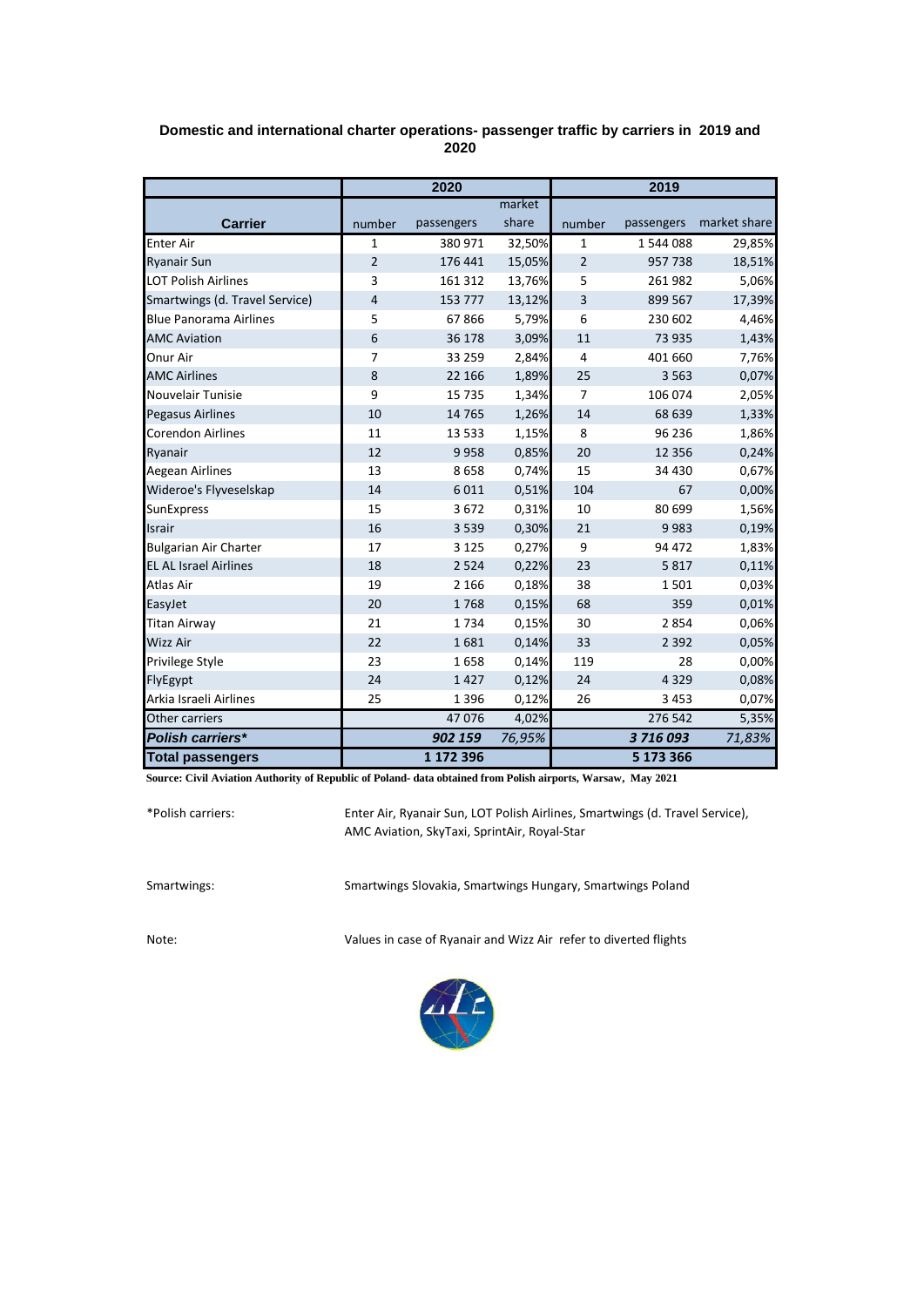**Domestic and international charter operations- passenger traffic by carriers in 2019 and 2020**

| Carrier | 2020 | | | 2019 | | |
|---|---|---|---|---|---|---|
| | number | passengers | market share | number | passengers | market share |
| Enter Air | 1 | 380 971 | 32,50% | 1 | 1 544 088 | 29,85% |
| Ryanair Sun | 2 | 176 441 | 15,05% | 2 | 957 738 | 18,51% |
| LOT Polish Airlines | 3 | 161 312 | 13,76% | 5 | 261 982 | 5,06% |
| Smartwings (d. Travel Service) | 4 | 153 777 | 13,12% | 3 | 899 567 | 17,39% |
| Blue Panorama Airlines | 5 | 67 866 | 5,79% | 6 | 230 602 | 4,46% |
| AMC Aviation | 6 | 36 178 | 3,09% | 11 | 73 935 | 1,43% |
| Onur Air | 7 | 33 259 | 2,84% | 4 | 401 660 | 7,76% |
| AMC Airlines | 8 | 22 166 | 1,89% | 25 | 3 563 | 0,07% |
| Nouvelair Tunisie | 9 | 15 735 | 1,34% | 7 | 106 074 | 2,05% |
| Pegasus Airlines | 10 | 14 765 | 1,26% | 14 | 68 639 | 1,33% |
| Corendon Airlines | 11 | 13 533 | 1,15% | 8 | 96 236 | 1,86% |
| Ryanair | 12 | 9 958 | 0,85% | 20 | 12 356 | 0,24% |
| Aegean Airlines | 13 | 8 658 | 0,74% | 15 | 34 430 | 0,67% |
| Wideroe's Flyveselskap | 14 | 6 011 | 0,51% | 104 | 67 | 0,00% |
| SunExpress | 15 | 3 672 | 0,31% | 10 | 80 699 | 1,56% |
| Israir | 16 | 3 539 | 0,30% | 21 | 9 983 | 0,19% |
| Bulgarian Air Charter | 17 | 3 125 | 0,27% | 9 | 94 472 | 1,83% |
| EL AL Israel Airlines | 18 | 2 524 | 0,22% | 23 | 5 817 | 0,11% |
| Atlas Air | 19 | 2 166 | 0,18% | 38 | 1 501 | 0,03% |
| EasyJet | 20 | 1 768 | 0,15% | 68 | 359 | 0,01% |
| Titan Airway | 21 | 1 734 | 0,15% | 30 | 2 854 | 0,06% |
| Wizz Air | 22 | 1 681 | 0,14% | 33 | 2 392 | 0,05% |
| Privilege Style | 23 | 1 658 | 0,14% | 119 | 28 | 0,00% |
| FlyEgypt | 24 | 1 427 | 0,12% | 24 | 4 329 | 0,08% |
| Arkia Israeli Airlines | 25 | 1 396 | 0,12% | 26 | 3 453 | 0,07% |
| Other carriers | | 47 076 | 4,02% | | 276 542 | 5,35% |
| ***Polish carriers**** | | ***902 159*** | ***76,95%*** | | ***3 716 093*** | ***71,83%*** |
| **Total passengers** | | **1 172 396** | | | **5 173 366** | |

**Source: Civil Aviation Authority of Republic of Poland- data obtained from Polish airports, Warsaw, May 2021**

*Polish carriers: Enter Air, Ryanair Sun, LOT Polish Airlines, Smartwings (d. Travel Service), AMC Aviation, SkyTaxi, SprintAir, Royal-Star

Smartwings: Smartwings Slovakia, Smartwings Hungary, Smartwings Poland

Note: Values in case of Ryanair and Wizz Air refer to diverted flights